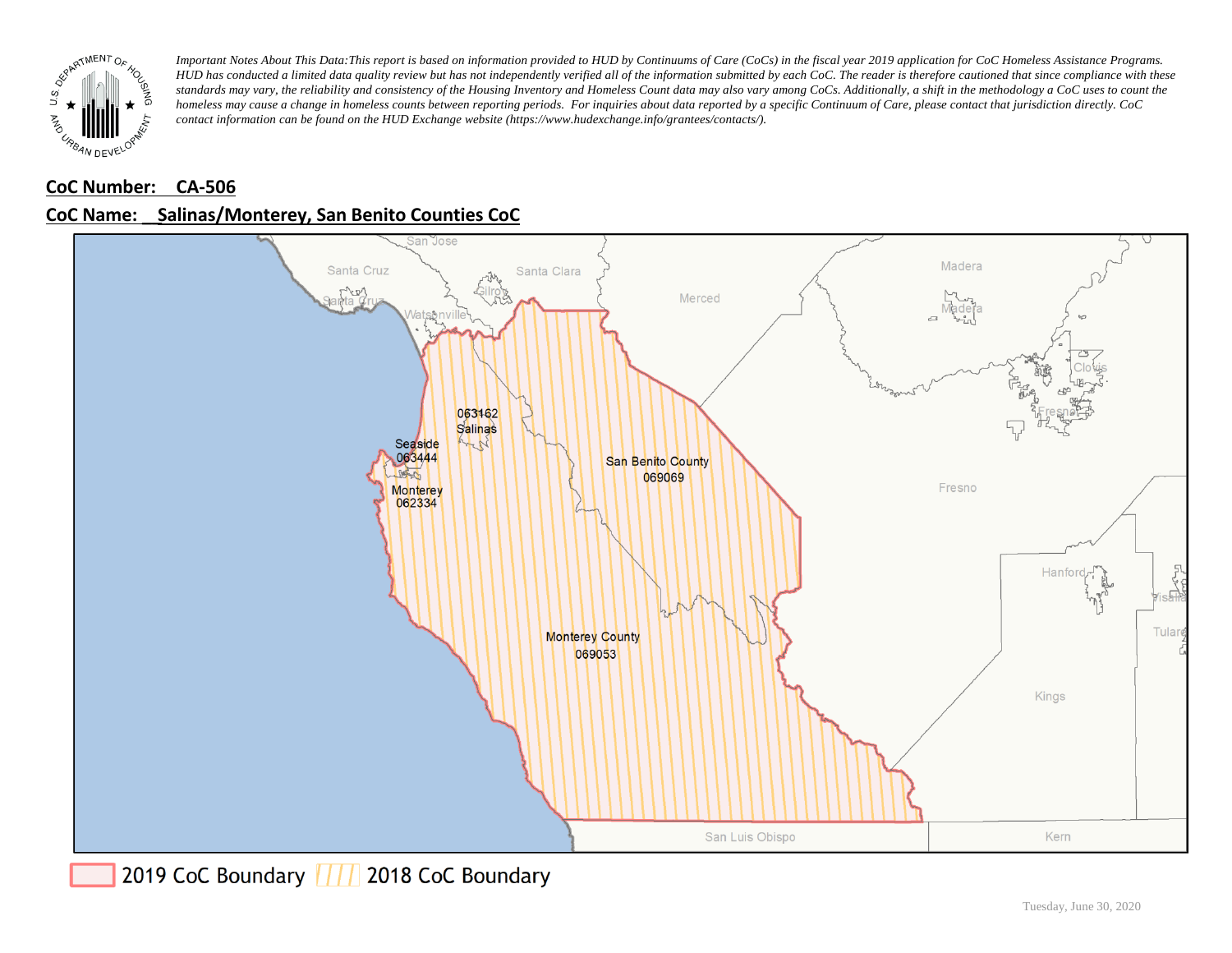*Important Notes About This Data:This report is based on information provided to HUD by Continuums of Care (CoCs) in the fiscal year 2019 application for CoC Homeless Assistance Programs. HUD has conducted a limited data quality review but has not independently verified all of the information submitted by each CoC. The reader is therefore cautioned that since compliance with these standards may vary, the reliability and consistency of the Housing Inventory and Homeless Count data may also vary among CoCs. Additionally, a shift in the methodology a CoC uses to count the homeless may cause a change in homeless counts between reporting periods. For inquiries about data reported by a specific Continuum of Care, please contact that jurisdiction directly. CoC contact information can be found on the HUD Exchange website (https://www.hudexchange.info/grantees/contacts/).*

**CoC Number: CA-506**

**CoC Name: Salinas/Monterey, San Benito Counties CoC**

2019 CoC Boundary | 2018 CoC Boundary

Tuesday, June 30, 2020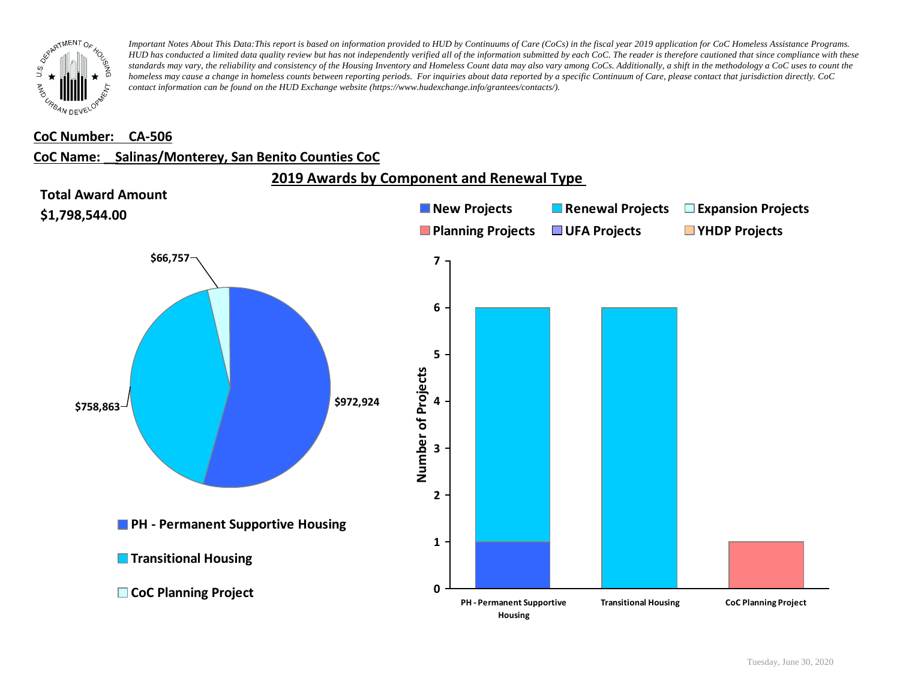*Important Notes About This Data:This report is based on information provided to HUD by Continuums of Care (CoCs) in the fiscal year 2019 application for CoC Homeless Assistance Programs. HUD has conducted a limited data quality review but has not independently verified all of the information submitted by each CoC. The reader is therefore cautioned that since compliance with these standards may vary, the reliability and consistency of the Housing Inventory and Homeless Count data may also vary among CoCs. Additionally, a shift in the methodology a CoC uses to count the homeless may cause a change in homeless counts between reporting periods. For inquiries about data reported by a specific Continuum of Care, please contact that jurisdiction directly. CoC contact information can be found on the HUD Exchange website (https://www.hudexchange.info/grantees/contacts/).*

**CoC Number: CA-506**

**CoC Name: Salinas/Monterey, San Benito Counties CoC**

## 2019 Awards by Component and Renewal Type

**Total Award Amount**

**$1,798,544.00**

| Component | Award Amount |
| --- | --- |
| PH - Permanent Supportive Housing | $972,924 |
| Transitional Housing | $758,863 |
| CoC Planning Project | $66,757 |

| Component | New Projects | Renewal Projects | Expansion Projects | Planning Projects | UFA Projects | YHDP Projects |
| --- | --- | --- | --- | --- | --- | --- |
| PH - Permanent Supportive Housing | 1 | 5 | | | | |
| Transitional Housing | | 6 | | | | |
| CoC Planning Project | | | | 1 | | |

Tuesday, June 30, 2020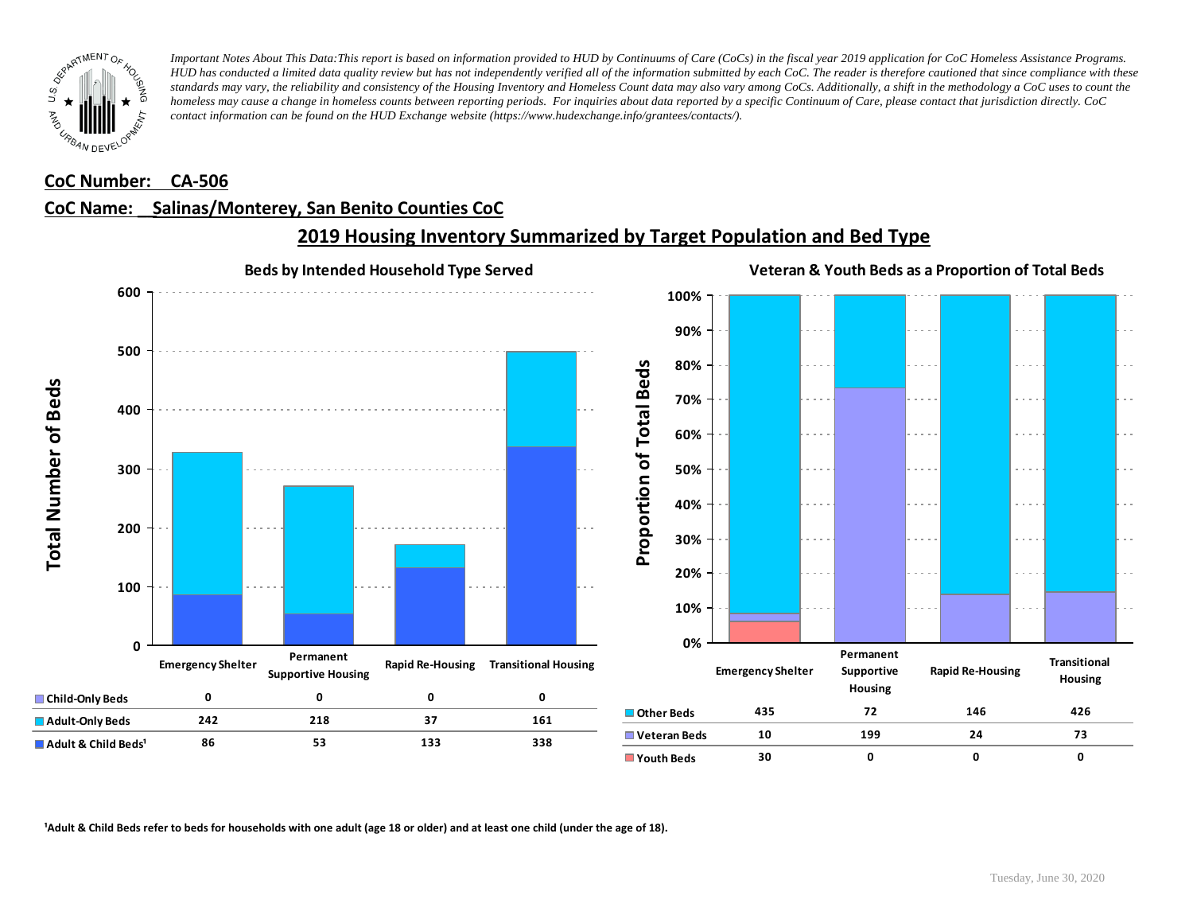*Important Notes About This Data: This report is based on information provided to HUD by Continuums of Care (CoCs) in the fiscal year 2019 application for CoC Homeless Assistance Programs. HUD has conducted a limited data quality review but has not independently verified all of the information submitted by each CoC. The reader is therefore cautioned that since compliance with these standards may vary, the reliability and consistency of the Housing Inventory and Homeless Count data may also vary among CoCs. Additionally, a shift in the methodology a CoC uses to count the homeless may cause a change in homeless counts between reporting periods. For inquiries about data reported by a specific Continuum of Care, please contact that jurisdiction directly. CoC contact information can be found on the HUD Exchange website (https://www.hudexchange.info/grantees/contacts/).*

**CoC Number: CA-506**

**CoC Name: Salinas/Monterey, San Benito Counties CoC**

## 2019 Housing Inventory Summarized by Target Population and Bed Type

### Beds by Intended Household Type Served

| | Emergency Shelter | Permanent Supportive Housing | Rapid Re-Housing | Transitional Housing |
|---|---|---|---|---|
| Child-Only Beds | 0 | 0 | 0 | 0 |
| Adult-Only Beds | 242 | 218 | 37 | 161 |
| Adult & Child Beds[1] | 86 | 53 | 133 | 338 |

### Veteran & Youth Beds as a Proportion of Total Beds

| | Emergency Shelter | Permanent Supportive Housing | Rapid Re-Housing | Transitional Housing |
|---|---|---|---|---|
| Other Beds | 435 | 72 | 146 | 426 |
| Veteran Beds | 10 | 199 | 24 | 73 |
| Youth Beds | 30 | 0 | 0 | 0 |

[1]Adult & Child Beds refer to beds for households with one adult (age 18 or older) and at least one child (under the age of 18).

Tuesday, June 30, 2020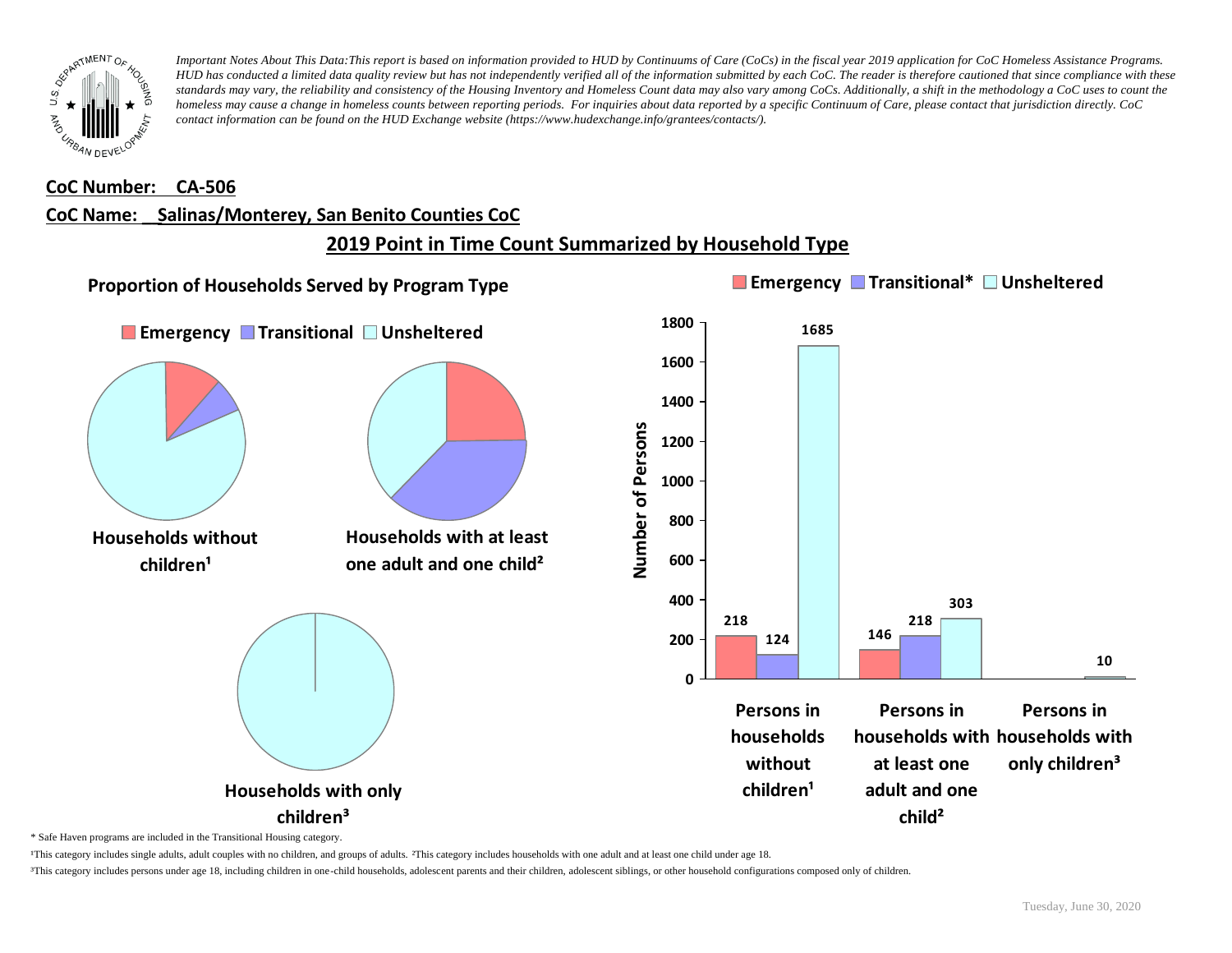*Important Notes About This Data:This report is based on information provided to HUD by Continuums of Care (CoCs) in the fiscal year 2019 application for CoC Homeless Assistance Programs. HUD has conducted a limited data quality review but has not independently verified all of the information submitted by each CoC. The reader is therefore cautioned that since compliance with these standards may vary, the reliability and consistency of the Housing Inventory and Homeless Count data may also vary among CoCs. Additionally, a shift in the methodology a CoC uses to count the homeless may cause a change in homeless counts between reporting periods. For inquiries about data reported by a specific Continuum of Care, please contact that jurisdiction directly. CoC contact information can be found on the HUD Exchange website (https://www.hudexchange.info/grantees/contacts/).*

**CoC Number: CA-506**

**CoC Name: Salinas/Monterey, San Benito Counties CoC**

## 2019 Point in Time Count Summarized by Household Type

### Proportion of Households Served by Program Type

Emergency | Transitional | Unsheltered

- Households without children[1]
- Households with at least one adult and one child[2]
- Households with only children[3]

### Number of Persons

| | Emergency | Transitional* | Unsheltered |
|---|---|---|---|
| Persons in households without children[1] | 218 | 124 | 1685 |
| Persons in households with at least one adult and one child[2] | 146 | 218 | 303 |
| Persons in households with only children[3] | | | 10 |

* Safe Haven programs are included in the Transitional Housing category.

[1]This category includes single adults, adult couples with no children, and groups of adults. [2]This category includes households with one adult and at least one child under age 18.

[3]This category includes persons under age 18, including children in one-child households, adolescent parents and their children, adolescent siblings, or other household configurations composed only of children.

Tuesday, June 30, 2020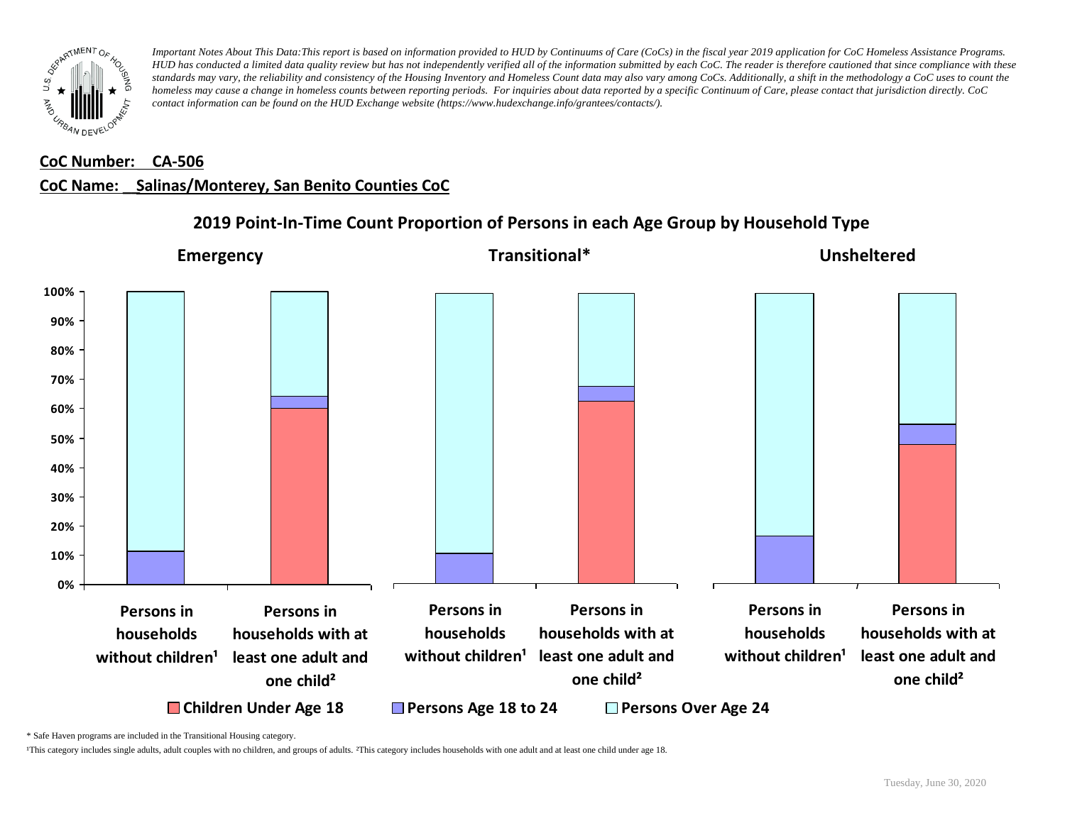*Important Notes About This Data:This report is based on information provided to HUD by Continuums of Care (CoCs) in the fiscal year 2019 application for CoC Homeless Assistance Programs. HUD has conducted a limited data quality review but has not independently verified all of the information submitted by each CoC. The reader is therefore cautioned that since compliance with these standards may vary, the reliability and consistency of the Housing Inventory and Homeless Count data may also vary among CoCs. Additionally, a shift in the methodology a CoC uses to count the homeless may cause a change in homeless counts between reporting periods. For inquiries about data reported by a specific Continuum of Care, please contact that jurisdiction directly. CoC contact information can be found on the HUD Exchange website (https://www.hudexchange.info/grantees/contacts/).*

**CoC Number: CA-506**

**CoC Name: Salinas/Monterey, San Benito Counties CoC**

## 2019 Point-In-Time Count Proportion of Persons in each Age Group by Household Type

**Emergency** | **Transitional*** | **Unsheltered**

- Persons in households without children¹
- Persons in households with at least one adult and one child²

Legend: Children Under Age 18 | Persons Age 18 to 24 | Persons Over Age 24

\* Safe Haven programs are included in the Transitional Housing category.

¹This category includes single adults, adult couples with no children, and groups of adults. ²This category includes households with one adult and at least one child under age 18.

Tuesday, June 30, 2020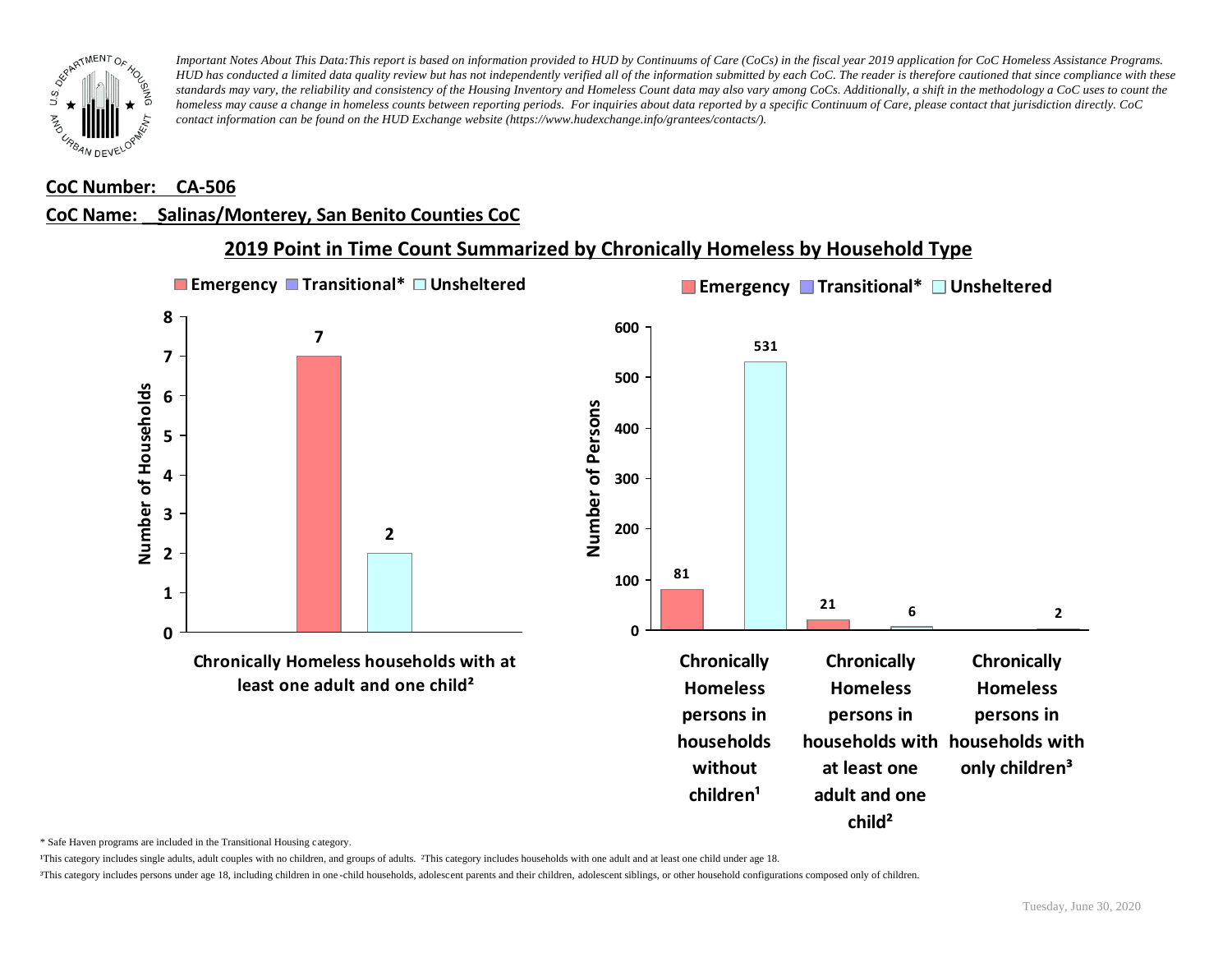*Important Notes About This Data: This report is based on information provided to HUD by Continuums of Care (CoCs) in the fiscal year 2019 application for CoC Homeless Assistance Programs. HUD has conducted a limited data quality review but has not independently verified all of the information submitted by each CoC. The reader is therefore cautioned that since compliance with these standards may vary, the reliability and consistency of the Housing Inventory and Homeless Count data may also vary among CoCs. Additionally, a shift in the methodology a CoC uses to count the homeless may cause a change in homeless counts between reporting periods. For inquiries about data reported by a specific Continuum of Care, please contact that jurisdiction directly. CoC contact information can be found on the HUD Exchange website (https://www.hudexchange.info/grantees/contacts/).*

**CoC Number: CA-506**

**CoC Name: Salinas/Monterey, San Benito Counties CoC**

## 2019 Point in Time Count Summarized by Chronically Homeless by Household Type

**Number of Households**

| | Emergency | Transitional* | Unsheltered |
|---|---|---|---|
| Chronically Homeless households with at least one adult and one child² | 7 | | 2 |

**Number of Persons**

| | Emergency | Transitional* | Unsheltered |
|---|---|---|---|
| Chronically Homeless persons in households without children¹ | 81 | | 531 |
| Chronically Homeless persons in households with at least one adult and one child² | 21 | | 6 |
| Chronically Homeless persons in households with only children³ | | | 2 |

\* Safe Haven programs are included in the Transitional Housing category.

¹This category includes single adults, adult couples with no children, and groups of adults. ²This category includes households with one adult and at least one child under age 18.

³This category includes persons under age 18, including children in one-child households, adolescent parents and their children, adolescent siblings, or other household configurations composed only of children.

Tuesday, June 30, 2020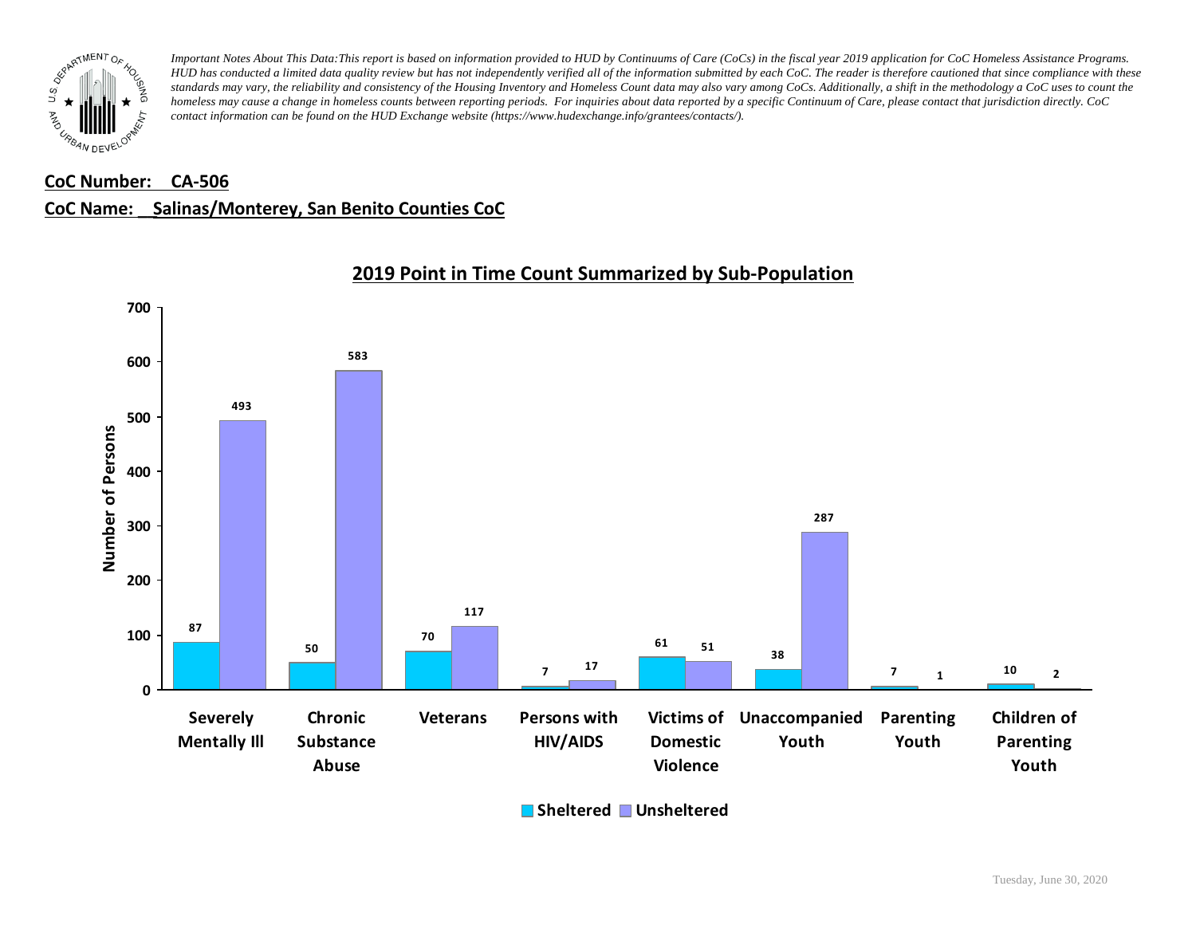*Important Notes About This Data:This report is based on information provided to HUD by Continuums of Care (CoCs) in the fiscal year 2019 application for CoC Homeless Assistance Programs. HUD has conducted a limited data quality review but has not independently verified all of the information submitted by each CoC. The reader is therefore cautioned that since compliance with these standards may vary, the reliability and consistency of the Housing Inventory and Homeless Count data may also vary among CoCs. Additionally, a shift in the methodology a CoC uses to count the homeless may cause a change in homeless counts between reporting periods. For inquiries about data reported by a specific Continuum of Care, please contact that jurisdiction directly. CoC contact information can be found on the HUD Exchange website (https://www.hudexchange.info/grantees/contacts/).*

**CoC Number: CA-506**

**CoC Name: Salinas/Monterey, San Benito Counties CoC**

## 2019 Point in Time Count Summarized by Sub-Population

Number of Persons

700
600
500
400
300
200
100
0

Severely Mentally Ill: 87, 493
Chronic Substance Abuse: 50, 583
Veterans: 70, 117
Persons with HIV/AIDS: 7, 17
Victims of Domestic Violence: 61, 51
Unaccompanied Youth: 38, 287
Parenting Youth: 7, 1
Children of Parenting Youth: 10, 2

Sheltered  Unsheltered

Tuesday, June 30, 2020